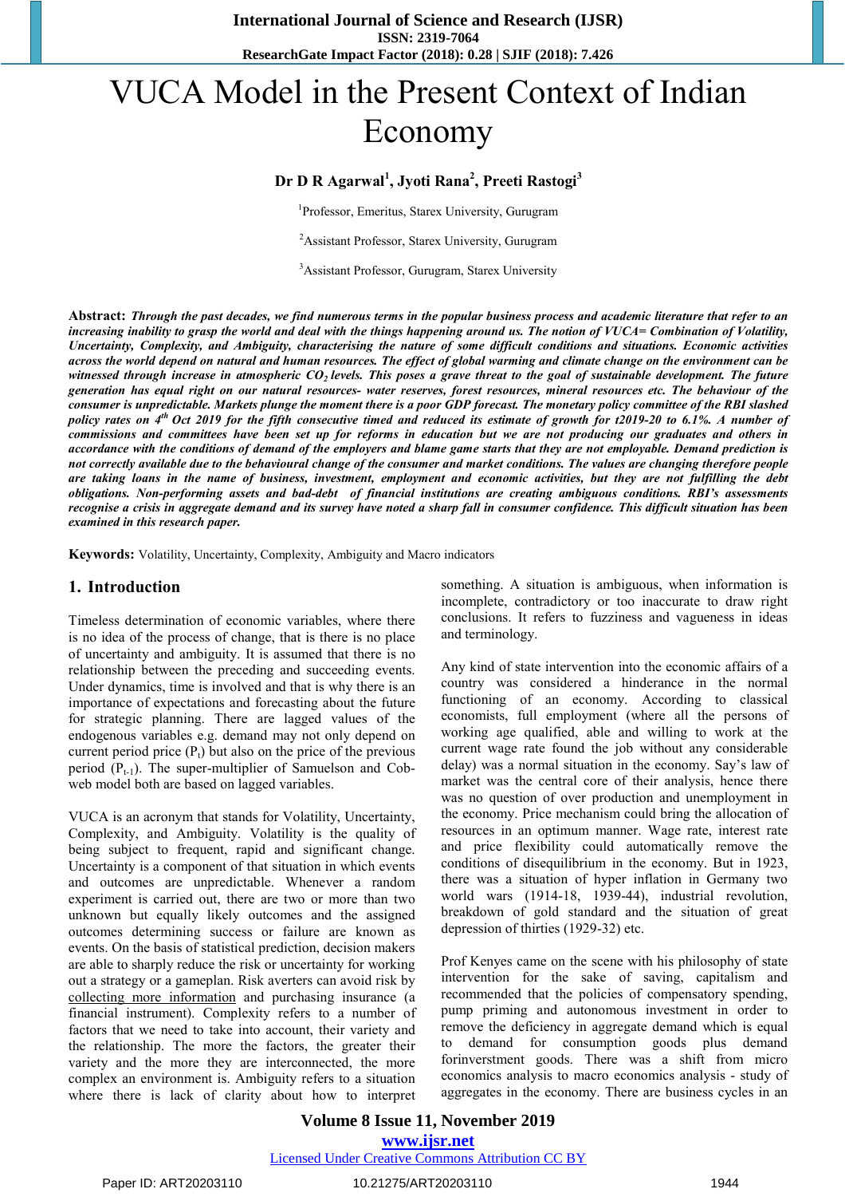# VUCA Model in the Present Context of Indian Economy

**Dr D R Agarwal[1], Jyoti Rana[2], Preeti Rastogi[3]**

[1]Professor, Emeritus, Starex University, Gurugram

[2]Assistant Professor, Starex University, Gurugram

[3]Assistant Professor, Gurugram, Starex University

**Abstract:** ***Through the past decades, we find numerous terms in the popular business process and academic literature that refer to an increasing inability to grasp the world and deal with the things happening around us. The notion of VUCA= Combination of Volatility, Uncertainty, Complexity, and Ambiguity, characterising the nature of some difficult conditions and situations. Economic activities across the world depend on natural and human resources. The effect of global warming and climate change on the environment can be witnessed through increase in atmospheric $CO_2$ levels. This poses a grave threat to the goal of sustainable development. The future generation has equal right on our natural resources- water reserves, forest resources, mineral resources etc. The behaviour of the consumer is unpredictable. Markets plunge the moment there is a poor GDP forecast. The monetary policy committee of the RBI slashed policy rates on 4th Oct 2019 for the fifth consecutive timed and reduced its estimate of growth for t2019-20 to 6.1%. A number of commissions and committees have been set up for reforms in education but we are not producing our graduates and others in accordance with the conditions of demand of the employers and blame game starts that they are not employable. Demand prediction is not correctly available due to the behavioural change of the consumer and market conditions. The values are changing therefore people are taking loans in the name of business, investment, employment and economic activities, but they are not fulfilling the debt obligations. Non-performing assets and bad-debt of financial institutions are creating ambiguous conditions. RBI's assessments recognise a crisis in aggregate demand and its survey have noted a sharp fall in consumer confidence. This difficult situation has been examined in this research paper.***

**Keywords:** Volatility, Uncertainty, Complexity, Ambiguity and Macro indicators

## 1. Introduction

Timeless determination of economic variables, where there is no idea of the process of change, that is there is no place of uncertainty and ambiguity. It is assumed that there is no relationship between the preceding and succeeding events. Under dynamics, time is involved and that is why there is an importance of expectations and forecasting about the future for strategic planning. There are lagged values of the endogenous variables e.g. demand may not only depend on current period price ($P_t$) but also on the price of the previous period ($P_{t-1}$). The super-multiplier of Samuelson and Cob-web model both are based on lagged variables.

VUCA is an acronym that stands for Volatility, Uncertainty, Complexity, and Ambiguity. Volatility is the quality of being subject to frequent, rapid and significant change. Uncertainty is a component of that situation in which events and outcomes are unpredictable. Whenever a random experiment is carried out, there are two or more than two unknown but equally likely outcomes and the assigned outcomes determining success or failure are known as events. On the basis of statistical prediction, decision makers are able to sharply reduce the risk or uncertainty for working out a strategy or a gameplan. Risk averters can avoid risk by collecting more information and purchasing insurance (a financial instrument). Complexity refers to a number of factors that we need to take into account, their variety and the relationship. The more the factors, the greater their variety and the more they are interconnected, the more complex an environment is. Ambiguity refers to a situation where there is lack of clarity about how to interpret something. A situation is ambiguous, when information is incomplete, contradictory or too inaccurate to draw right conclusions. It refers to fuzziness and vagueness in ideas and terminology.

Any kind of state intervention into the economic affairs of a country was considered a hinderance in the normal functioning of an economy. According to classical economists, full employment (where all the persons of working age qualified, able and willing to work at the current wage rate found the job without any considerable delay) was a normal situation in the economy. Say's law of market was the central core of their analysis, hence there was no question of over production and unemployment in the economy. Price mechanism could bring the allocation of resources in an optimum manner. Wage rate, interest rate and price flexibility could automatically remove the conditions of disequilibrium in the economy. But in 1923, there was a situation of hyper inflation in Germany two world wars (1914-18, 1939-44), industrial revolution, breakdown of gold standard and the situation of great depression of thirties (1929-32) etc.

Prof Kenyes came on the scene with his philosophy of state intervention for the sake of saving, capitalism and recommended that the policies of compensatory spending, pump priming and autonomous investment in order to remove the deficiency in aggregate demand which is equal to demand for consumption goods plus demand forinverstment goods. There was a shift from micro economics analysis to macro economics analysis - study of aggregates in the economy. There are business cycles in an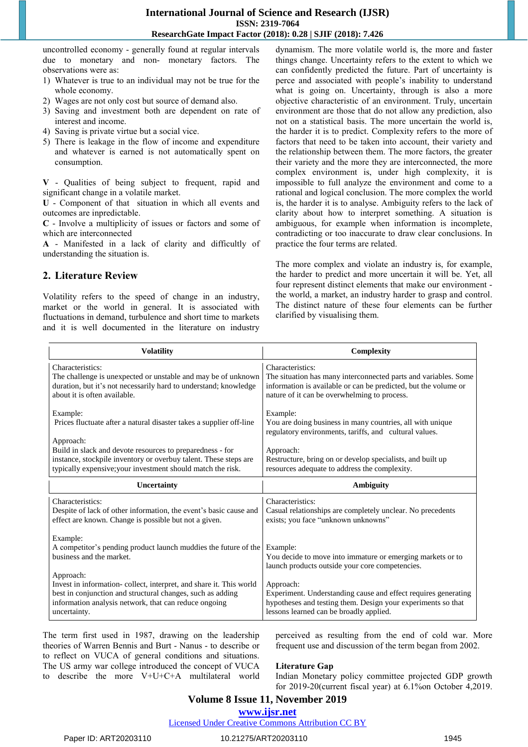uncontrolled economy - generally found at regular intervals due to monetary and non- monetary factors. The observations were as:

1) Whatever is true to an individual may not be true for the whole economy.
2) Wages are not only cost but source of demand also.
3) Saving and investment both are dependent on rate of interest and income.
4) Saving is private virtue but a social vice.
5) There is leakage in the flow of income and expenditure and whatever is earned is not automatically spent on consumption.

**V** - Qualities of being subject to frequent, rapid and significant change in a volatile market.
**U** - Component of that situation in which all events and outcomes are inpredictable.
**C** - Involve a multiplicity of issues or factors and some of which are interconnected
**A** - Manifested in a lack of clarity and difficultly of understanding the situation is.

## 2. Literature Review

Volatility refers to the speed of change in an industry, market or the world in general. It is associated with fluctuations in demand, turbulence and short time to markets and it is well documented in the literature on industry dynamism. The more volatile world is, the more and faster things change. Uncertainty refers to the extent to which we can confidently predicted the future. Part of uncertainty is perce and associated with people's inability to understand what is going on. Uncertainty, through is also a more objective characteristic of an environment. Truly, uncertain environment are those that do not allow any prediction, also not on a statistical basis. The more uncertain the world is, the harder it is to predict. Complexity refers to the more of factors that need to be taken into account, their variety and the relationship between them. The more factors, the greater their variety and the more they are interconnected, the more complex environment is, under high complexity, it is impossible to full analyze the environment and come to a rational and logical conclusion. The more complex the world is, the harder it is to analyse. Ambiguity refers to the lack of clarity about how to interpret something. A situation is ambiguous, for example when information is incomplete, contradicting or too inaccurate to draw clear conclusions. In practice the four terms are related.

The more complex and violate an industry is, for example, the harder to predict and more uncertain it will be. Yet, all four represent distinct elements that make our environment - the world, a market, an industry harder to grasp and control. The distinct nature of these four elements can be further clarified by visualising them.

| Volatility | Complexity |
|---|---|
| Characteristics:<br>The challenge is unexpected or unstable and may be of unknown duration, but it's not necessarily hard to understand; knowledge about it is often available.<br><br>Example:<br>Prices fluctuate after a natural disaster takes a supplier off-line<br><br>Approach:<br>Build in slack and devote resources to preparedness - for instance, stockpile inventory or overbuy talent. These steps are typically expensive;your investment should match the risk. | Characteristics:<br>The situation has many interconnected parts and variables. Some information is available or can be predicted, but the volume or nature of it can be overwhelming to process.<br><br>Example:<br>You are doing business in many countries, all with unique regulatory environments, tariffs, and cultural values.<br><br>Approach:<br>Restructure, bring on or develop specialists, and built up resources adequate to address the complexity. |
| **Uncertainty** | **Ambiguity** |
| Characteristics:<br>Despite of lack of other information, the event's basic cause and effect are known. Change is possible but not a given.<br><br>Example:<br>A competitor's pending product launch muddies the future of the business and the market.<br><br>Approach:<br>Invest in information- collect, interpret, and share it. This world best in conjunction and structural changes, such as adding information analysis network, that can reduce ongoing uncertainty. | Characteristics:<br>Casual relationships are completely unclear. No precedents exists; you face "unknown unknowns"<br><br>Example:<br>You decide to move into immature or emerging markets or to launch products outside your core competencies.<br><br>Approach:<br>Experiment. Understanding cause and effect requires generating hypotheses and testing them. Design your experiments so that lessons learned can be broadly applied. |

The term first used in 1987, drawing on the leadership theories of Warren Bennis and Burt - Nanus - to describe or to reflect on VUCA of general conditions and situations. The US army war college introduced the concept of VUCA to describe the more V+U+C+A multilateral world perceived as resulting from the end of cold war. More frequent use and discussion of the term began from 2002.

**Literature Gap**

Indian Monetary policy committee projected GDP growth for 2019-20(current fiscal year) at 6.1%on October 4,2019.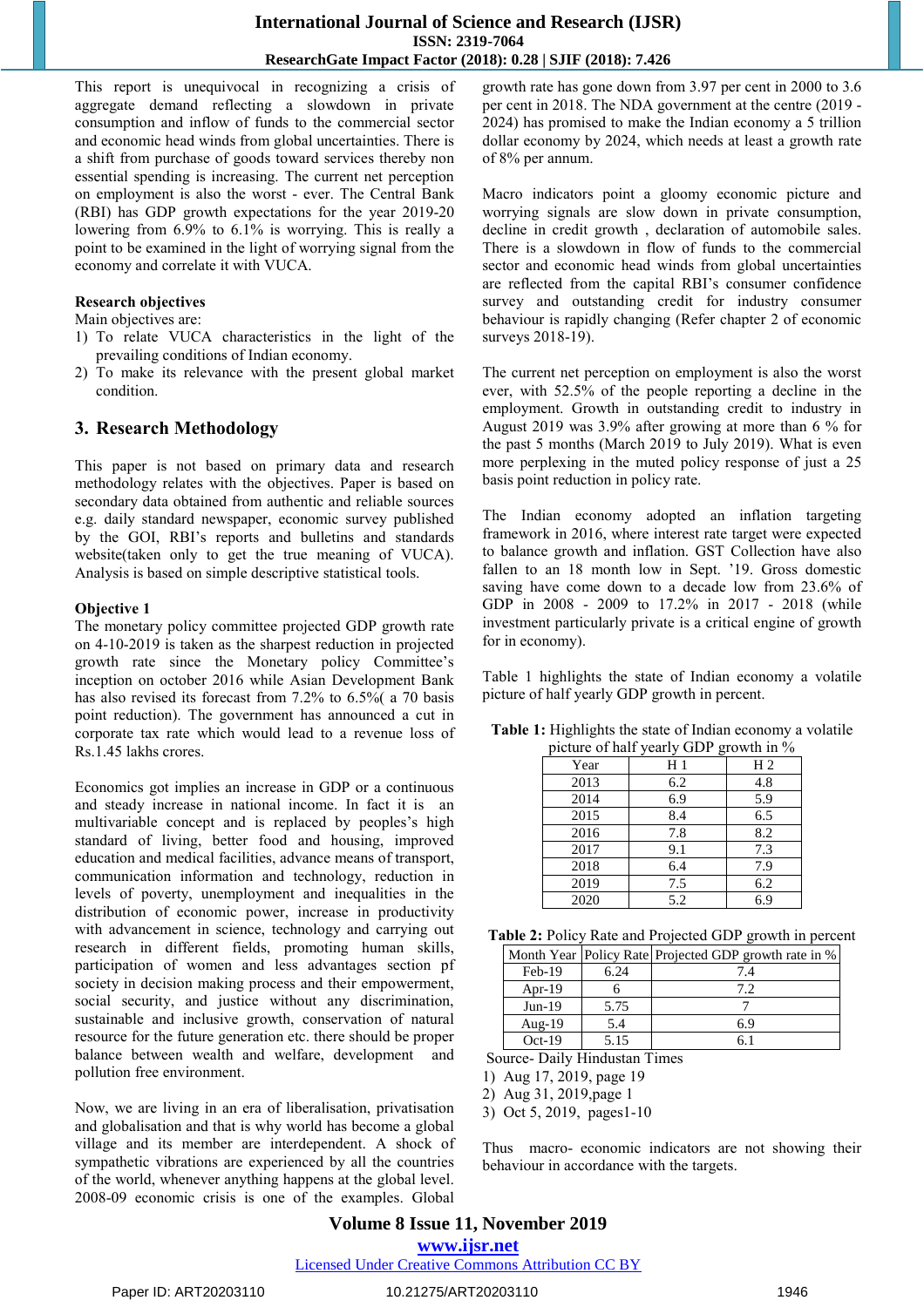This report is unequivocal in recognizing a crisis of aggregate demand reflecting a slowdown in private consumption and inflow of funds to the commercial sector and economic head winds from global uncertainties. There is a shift from purchase of goods toward services thereby non essential spending is increasing. The current net perception on employment is also the worst - ever. The Central Bank (RBI) has GDP growth expectations for the year 2019-20 lowering from 6.9% to 6.1% is worrying. This is really a point to be examined in the light of worrying signal from the economy and correlate it with VUCA.

**Research objectives**

Main objectives are:

1) To relate VUCA characteristics in the light of the prevailing conditions of Indian economy.
2) To make its relevance with the present global market condition.

## 3. Research Methodology

This paper is not based on primary data and research methodology relates with the objectives. Paper is based on secondary data obtained from authentic and reliable sources e.g. daily standard newspaper, economic survey published by the GOI, RBI's reports and bulletins and standards website(taken only to get the true meaning of VUCA). Analysis is based on simple descriptive statistical tools.

**Objective 1**

The monetary policy committee projected GDP growth rate on 4-10-2019 is taken as the sharpest reduction in projected growth rate since the Monetary policy Committee's inception on october 2016 while Asian Development Bank has also revised its forecast from 7.2% to 6.5%( a 70 basis point reduction). The government has announced a cut in corporate tax rate which would lead to a revenue loss of Rs.1.45 lakhs crores.

Economics got implies an increase in GDP or a continuous and steady increase in national income. In fact it is an multivariable concept and is replaced by peoples's high standard of living, better food and housing, improved education and medical facilities, advance means of transport, communication information and technology, reduction in levels of poverty, unemployment and inequalities in the distribution of economic power, increase in productivity with advancement in science, technology and carrying out research in different fields, promoting human skills, participation of women and less advantages section pf society in decision making process and their empowerment, social security, and justice without any discrimination, sustainable and inclusive growth, conservation of natural resource for the future generation etc. there should be proper balance between wealth and welfare, development and pollution free environment.

Now, we are living in an era of liberalisation, privatisation and globalisation and that is why world has become a global village and its member are interdependent. A shock of sympathetic vibrations are experienced by all the countries of the world, whenever anything happens at the global level. 2008-09 economic crisis is one of the examples. Global growth rate has gone down from 3.97 per cent in 2000 to 3.6 per cent in 2018. The NDA government at the centre (2019 - 2024) has promised to make the Indian economy a 5 trillion dollar economy by 2024, which needs at least a growth rate of 8% per annum.

Macro indicators point a gloomy economic picture and worrying signals are slow down in private consumption, decline in credit growth , declaration of automobile sales. There is a slowdown in flow of funds to the commercial sector and economic head winds from global uncertainties are reflected from the capital RBI's consumer confidence survey and outstanding credit for industry consumer behaviour is rapidly changing (Refer chapter 2 of economic surveys 2018-19).

The current net perception on employment is also the worst ever, with 52.5% of the people reporting a decline in the employment. Growth in outstanding credit to industry in August 2019 was 3.9% after growing at more than 6 % for the past 5 months (March 2019 to July 2019). What is even more perplexing in the muted policy response of just a 25 basis point reduction in policy rate.

The Indian economy adopted an inflation targeting framework in 2016, where interest rate target were expected to balance growth and inflation. GST Collection have also fallen to an 18 month low in Sept. '19. Gross domestic saving have come down to a decade low from 23.6% of GDP in 2008 - 2009 to 17.2% in 2017 - 2018 (while investment particularly private is a critical engine of growth for in economy).

Table 1 highlights the state of Indian economy a volatile picture of half yearly GDP growth in percent.

**Table 1:** Highlights the state of Indian economy a volatile picture of half yearly GDP growth in %

| Year | H 1 | H 2 |
|---|---|---|
| 2013 | 6.2 | 4.8 |
| 2014 | 6.9 | 5.9 |
| 2015 | 8.4 | 6.5 |
| 2016 | 7.8 | 8.2 |
| 2017 | 9.1 | 7.3 |
| 2018 | 6.4 | 7.9 |
| 2019 | 7.5 | 6.2 |
| 2020 | 5.2 | 6.9 |

**Table 2:** Policy Rate and Projected GDP growth in percent

| Month Year | Policy Rate | Projected GDP growth rate in % |
|---|---|---|
| Feb-19 | 6.24 | 7.4 |
| Apr-19 | 6 | 7.2 |
| Jun-19 | 5.75 | 7 |
| Aug-19 | 5.4 | 6.9 |
| Oct-19 | 5.15 | 6.1 |

Source- Daily Hindustan Times

1) Aug 17, 2019, page 19
2) Aug 31, 2019,page 1
3) Oct 5, 2019, pages1-10

Thus macro- economic indicators are not showing their behaviour in accordance with the targets.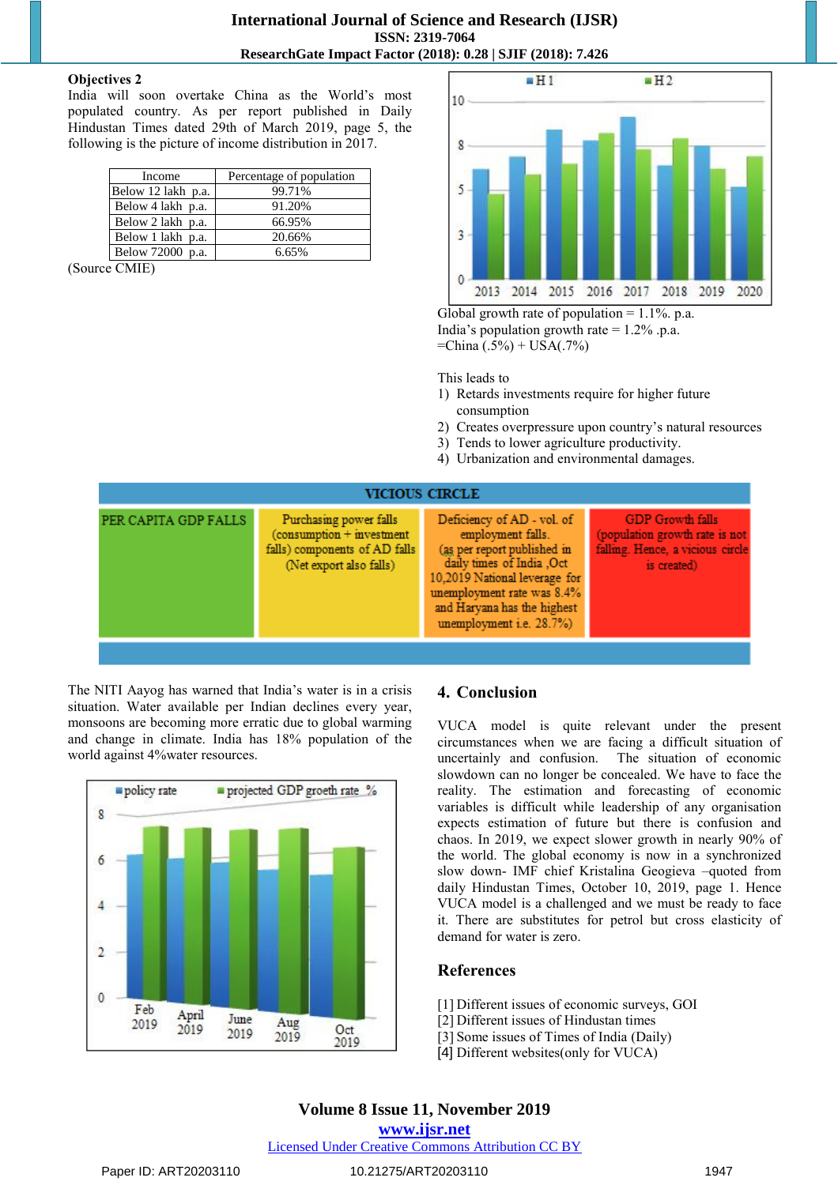**Objectives 2**

India will soon overtake China as the World's most populated country. As per report published in Daily Hindustan Times dated 29th of March 2019, page 5, the following is the picture of income distribution in 2017.

| Income | Percentage of population |
|---|---|
| Below 12 lakh p.a. | 99.71% |
| Below 4 lakh p.a. | 91.20% |
| Below 2 lakh p.a. | 66.95% |
| Below 1 lakh p.a. | 20.66% |
| Below 72000 p.a. | 6.65% |

(Source CMIE)

H1
H2
10
8
5
3
0
2013 2014 2015 2016 2017 2018 2019 2020

Global growth rate of population = 1.1%. p.a.
India's population growth rate = 1.2% .p.a.
=China (.5%) + USA(.7%)

This leads to

1) Retards investments require for higher future consumption
2) Creates overpressure upon country's natural resources
3) Tends to lower agriculture productivity.
4) Urbanization and environmental damages.

VICIOUS CIRCLE

PER CAPITA GDP FALLS

Purchasing power falls (consumption + investment falls) components of AD falls (Net export also falls)

Deficiency of AD - vol. of employment falls. (as per report published in daily times of India ,Oct 10,2019 National leverage for unemployment rate was 8.4% and Haryana has the highest unemployment i.e. 28.7%)

GDP Growth falls (population growth rate is not falling. Hence, a vicious circle is created)

The NITI Aayog has warned that India's water is in a crisis situation. Water available per Indian declines every year, monsoons are becoming more erratic due to global warming and change in climate. India has 18% population of the world against 4%water resources.

policy rate
projected GDP groeth rate %
8
6
4
2
0
Feb 2019
April 2019
June 2019
Aug 2019
Oct 2019

## 4. Conclusion

VUCA model is quite relevant under the present circumstances when we are facing a difficult situation of uncertainly and confusion. The situation of economic slowdown can no longer be concealed. We have to face the reality. The estimation and forecasting of economic variables is difficult while leadership of any organisation expects certainty of future but there is confusion and chaos. In 2019, we expect slower growth in nearly 90% of the world. The global economy is now in a synchronized slow down- IMF chief Kristalina Geogieva –quoted from daily Hindustan Times, October 10, 2019, page 1. Hence VUCA model is a challenged and we must be ready to face it. There are substitutes for petrol but cross elasticity of demand for water is zero.

## References

[1] Different issues of economic surveys, GOI
[2] Different issues of Hindustan times
[3] Some issues of Times of India (Daily)
[4] Different websites(only for VUCA)